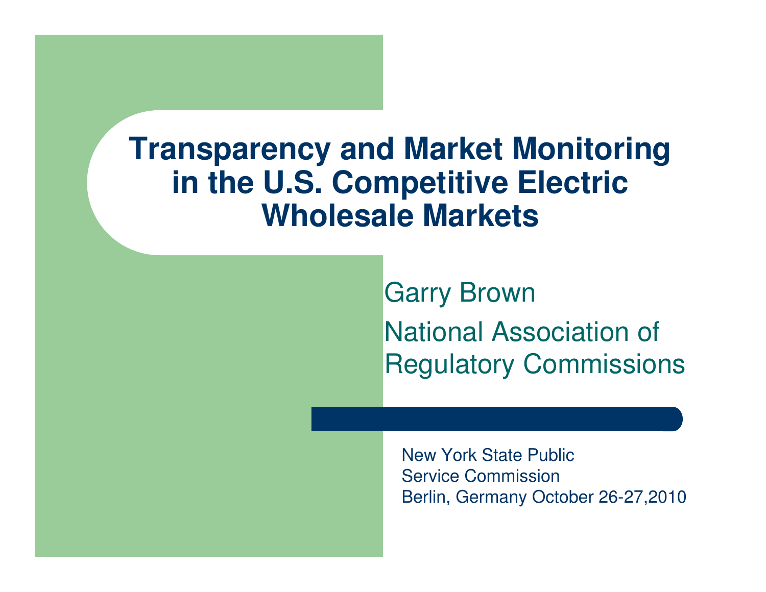# Transparency and Market Monitoring in the U.S. Competitive Electric Wholesale Markets

Garry Brown

National Association of Regulatory Commissions

New York State Public Service Commission
Berlin, Germany October 26-27,2010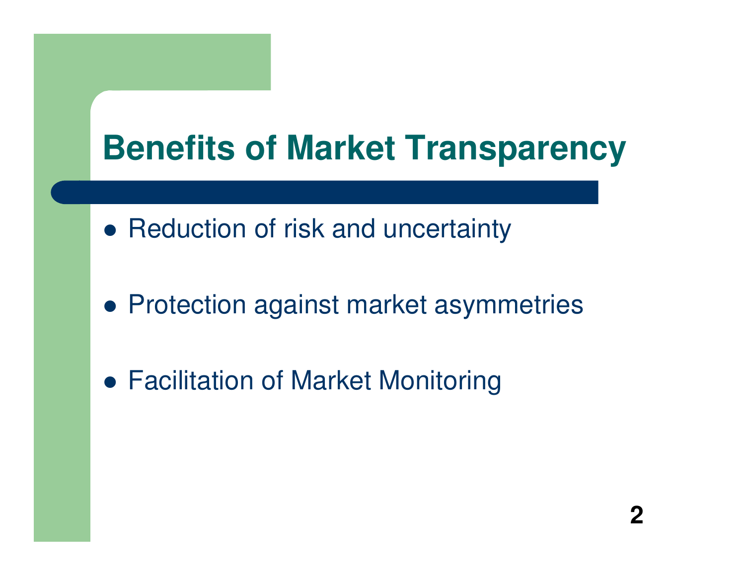# Benefits of Market Transparency

- Reduction of risk and uncertainty
- Protection against market asymmetries
- Facilitation of Market Monitoring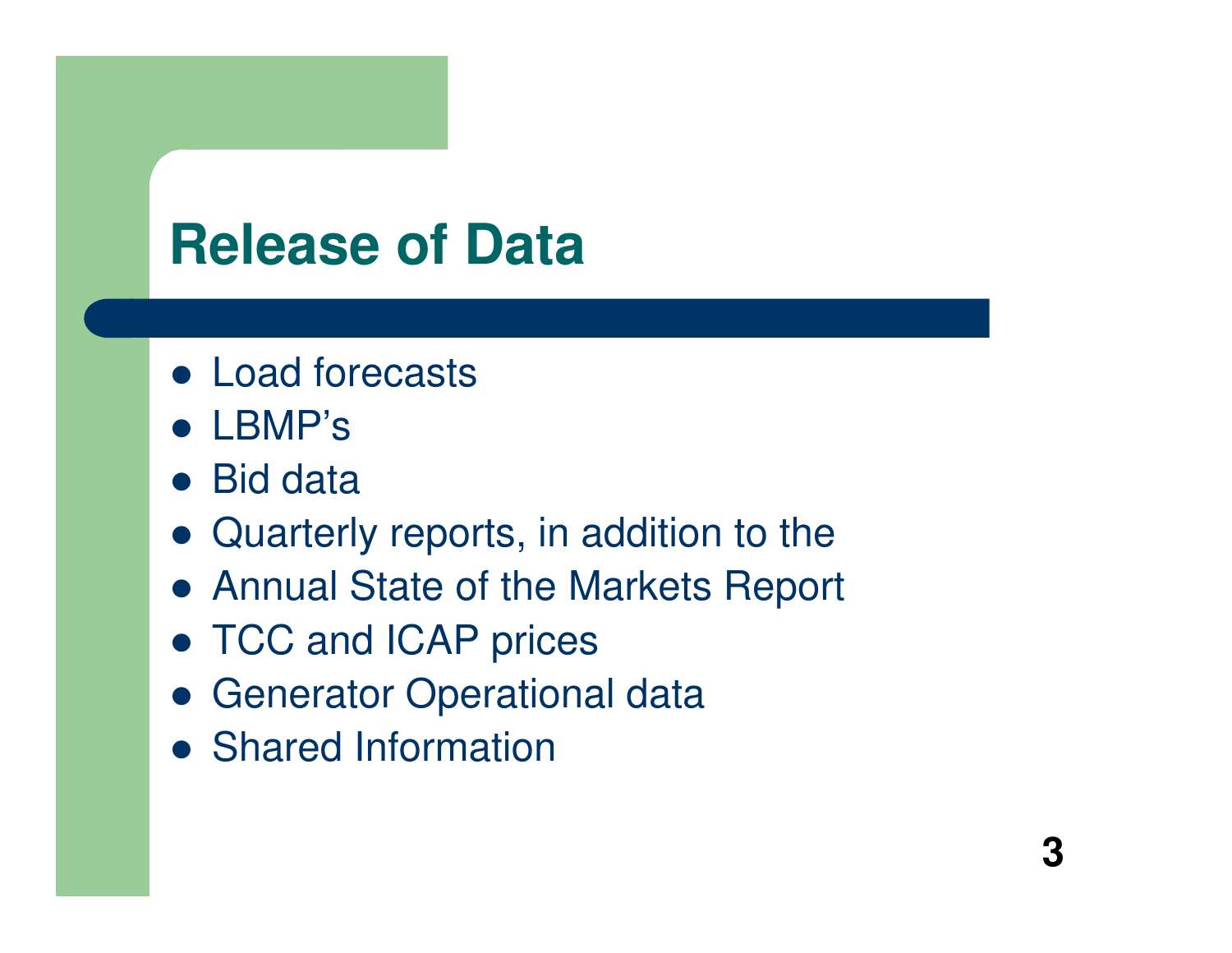# Release of Data

- Load forecasts
- LBMP's
- Bid data
- Quarterly reports, in addition to the
- Annual State of the Markets Report
- TCC and ICAP prices
- Generator Operational data
- Shared Information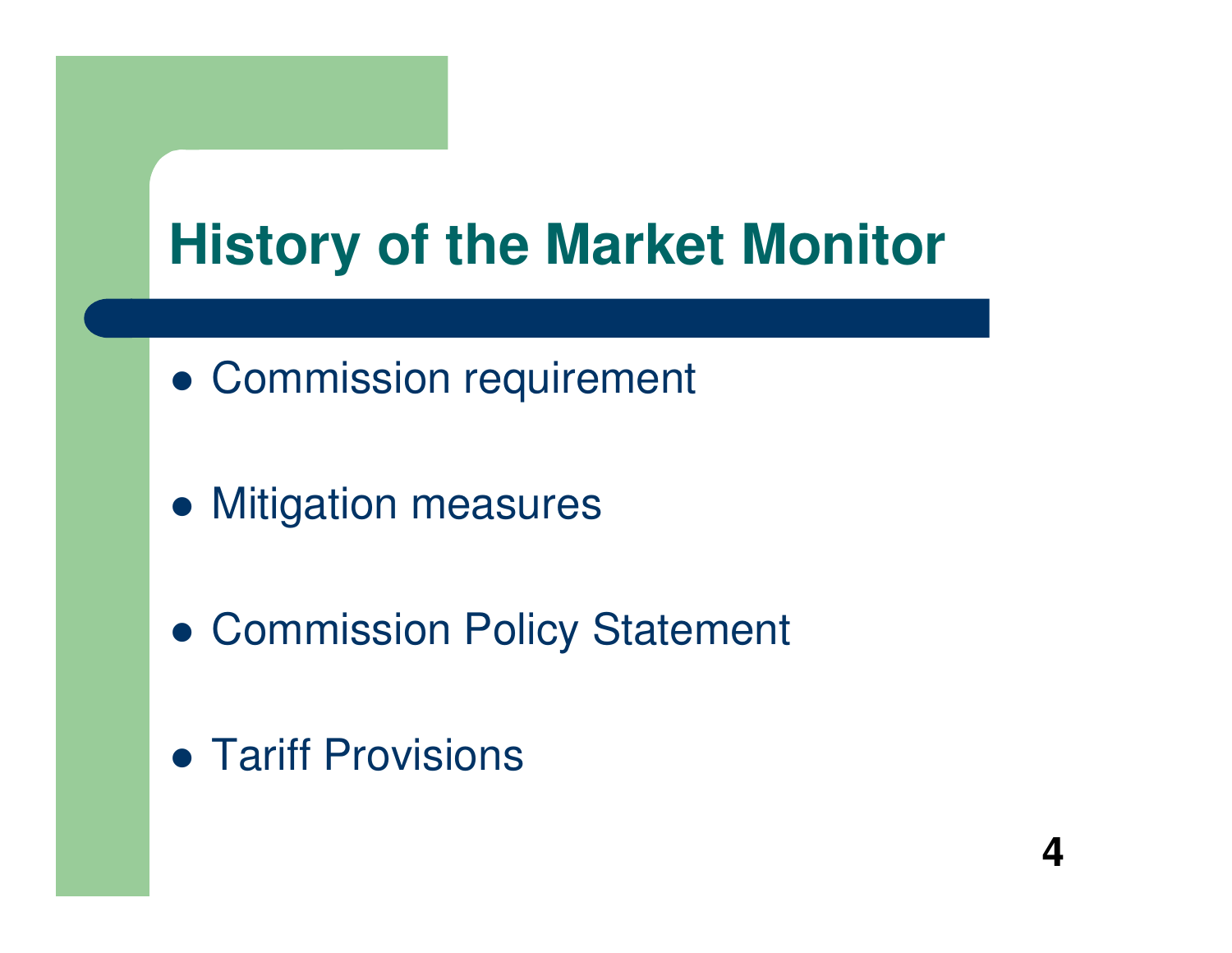# History of the Market Monitor

- Commission requirement
- Mitigation measures
- Commission Policy Statement
- Tariff Provisions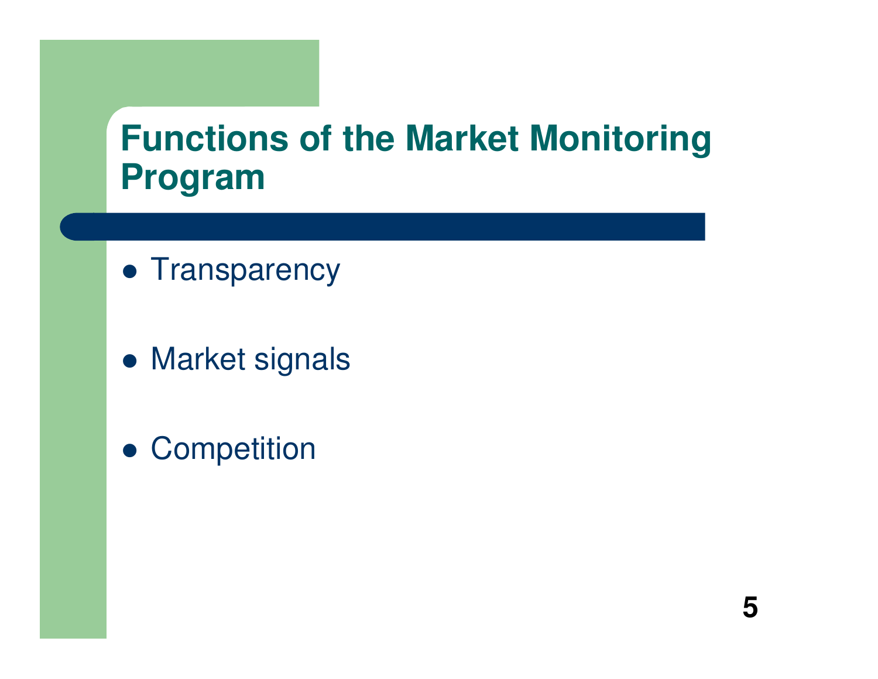# Functions of the Market Monitoring Program

- Transparency
- Market signals
- Competition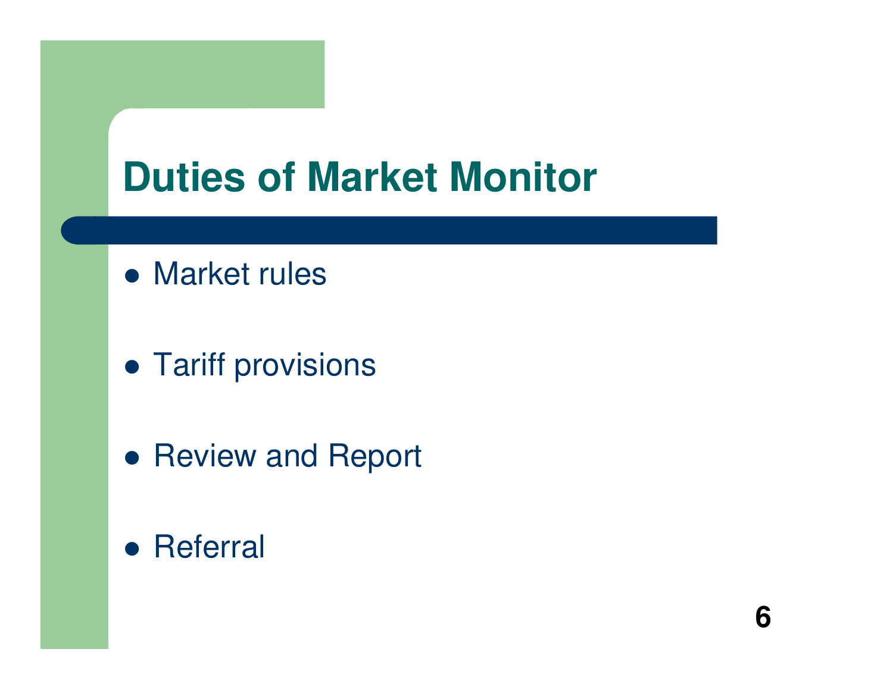# Duties of Market Monitor

- Market rules
- Tariff provisions
- Review and Report
- Referral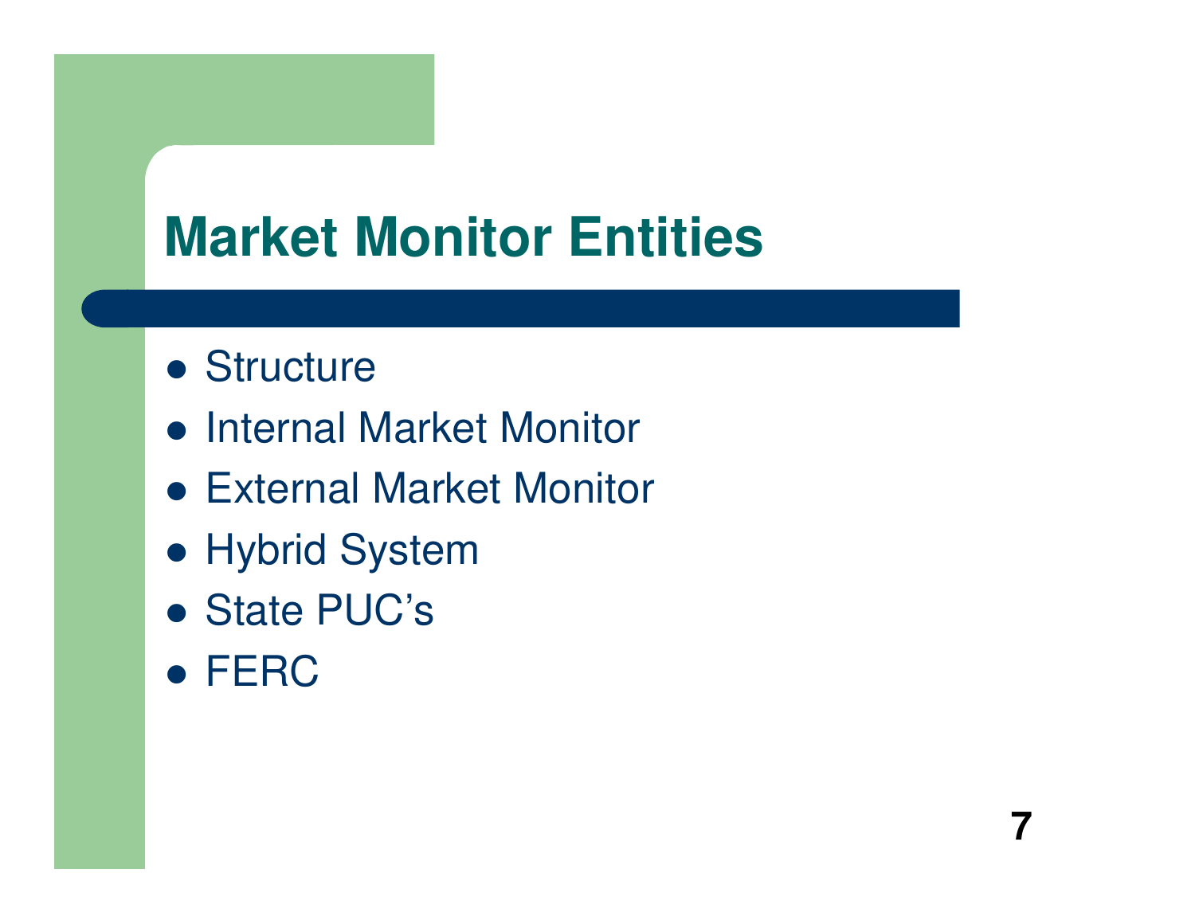# Market Monitor Entities

- Structure
- Internal Market Monitor
- External Market Monitor
- Hybrid System
- State PUC's
- FERC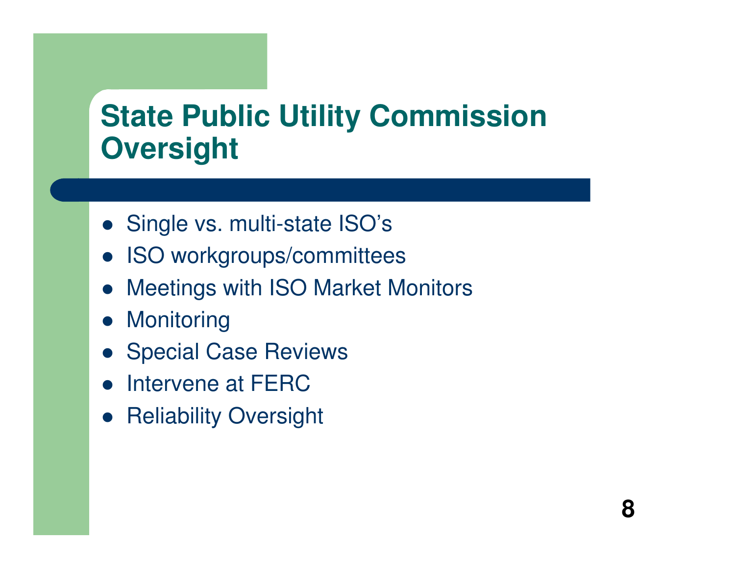# State Public Utility Commission Oversight

- Single vs. multi-state ISO's
- ISO workgroups/committees
- Meetings with ISO Market Monitors
- Monitoring
- Special Case Reviews
- Intervene at FERC
- Reliability Oversight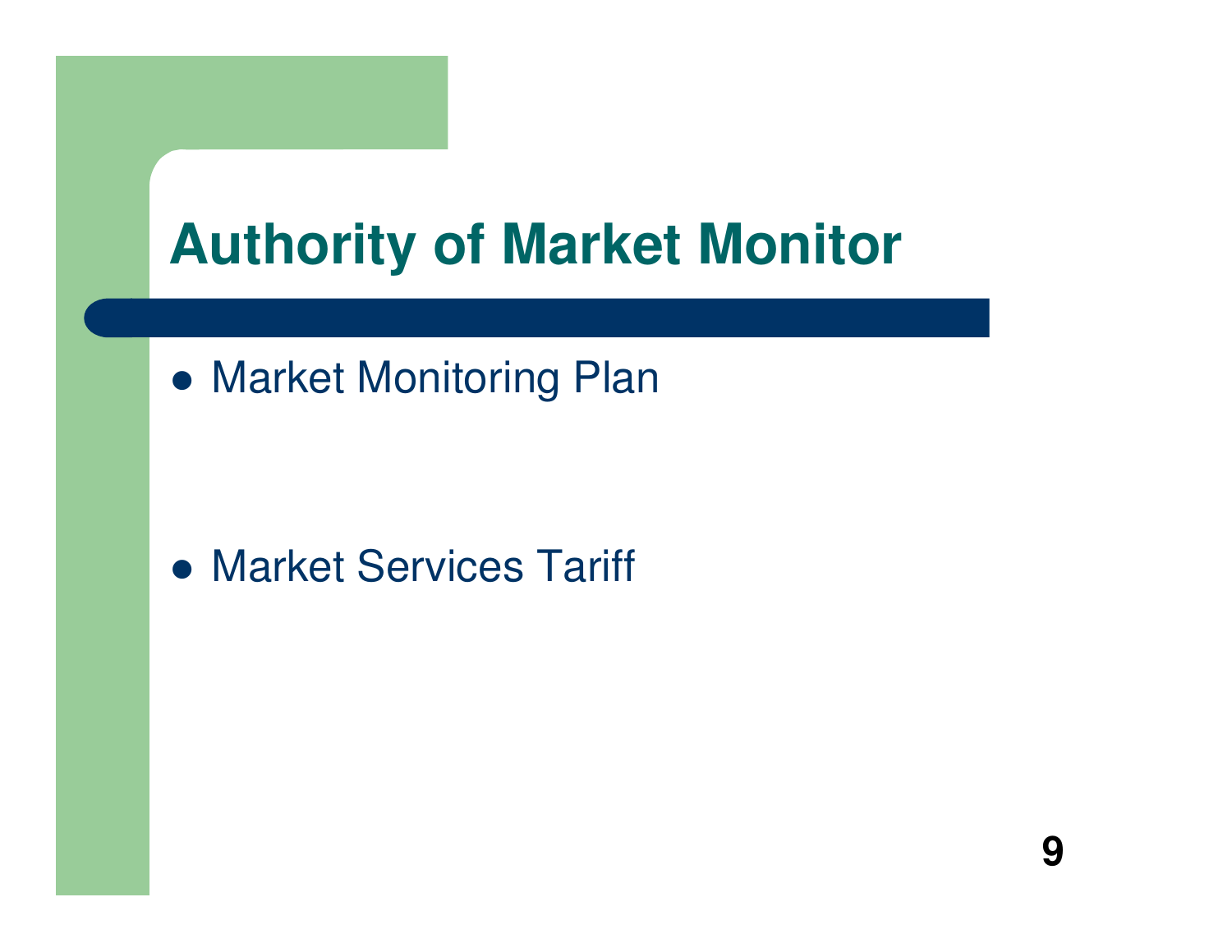# Authority of Market Monitor

- Market Monitoring Plan
- Market Services Tariff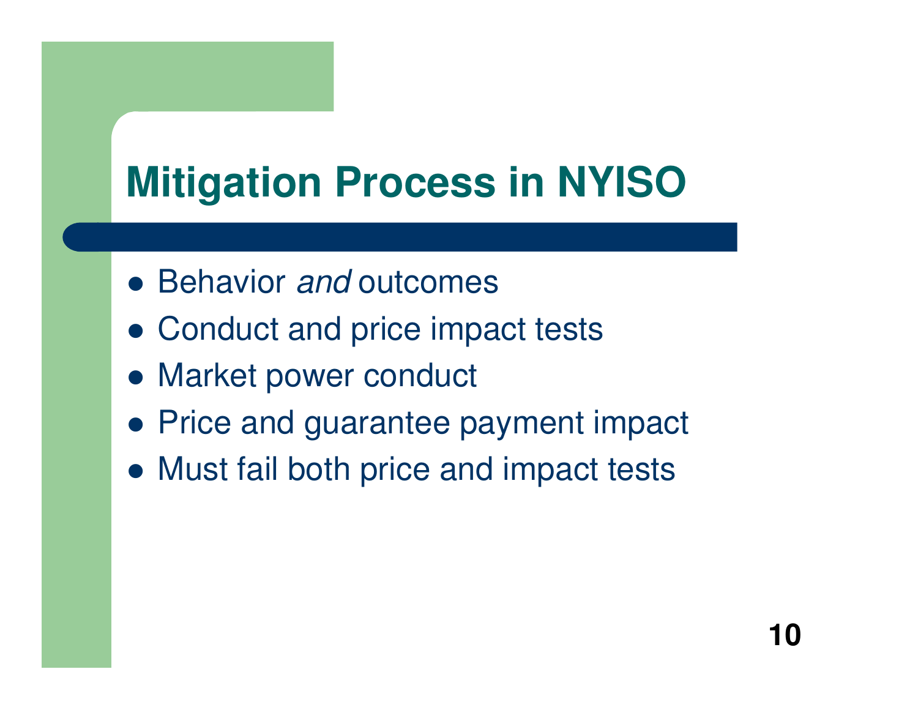# Mitigation Process in NYISO

- Behavior *and* outcomes
- Conduct and price impact tests
- Market power conduct
- Price and guarantee payment impact
- Must fail both price and impact tests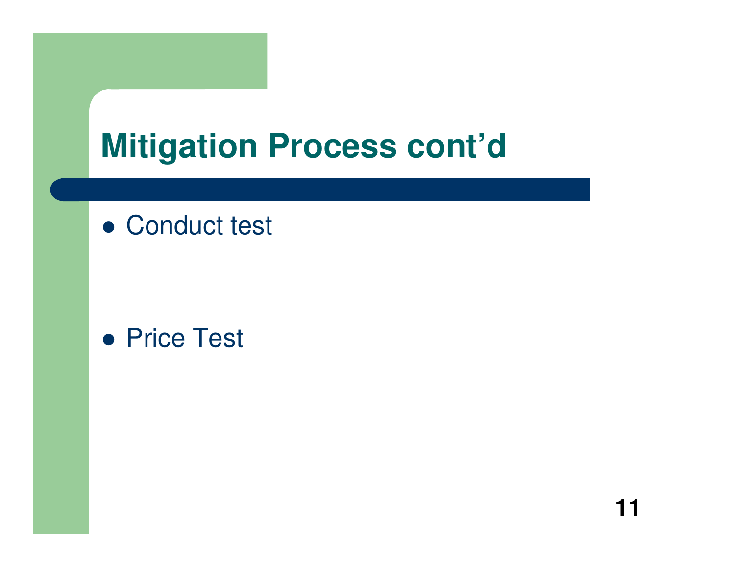# Mitigation Process cont'd

- Conduct test

- Price Test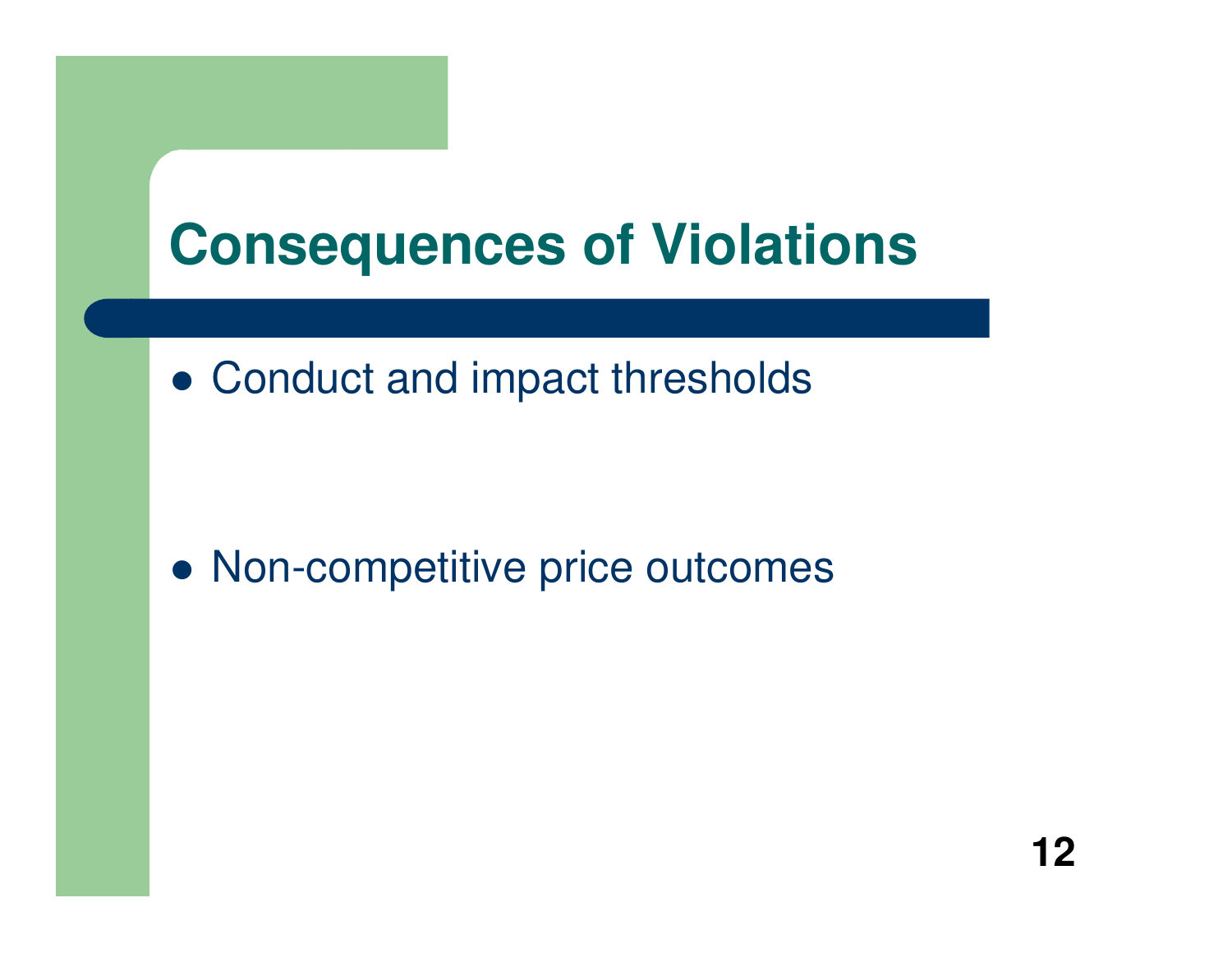# Consequences of Violations

- Conduct and impact thresholds
- Non-competitive price outcomes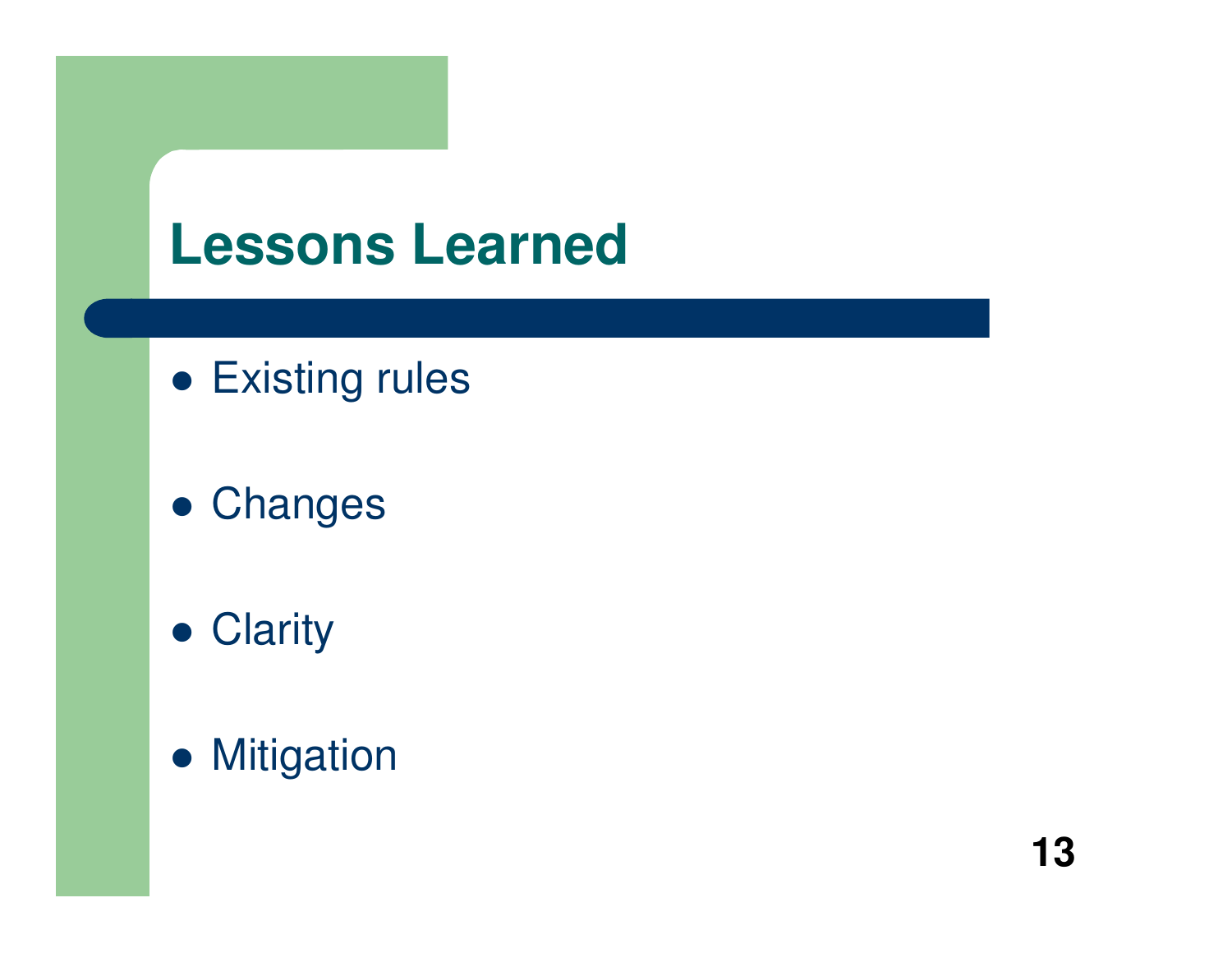# Lessons Learned

- Existing rules
- Changes
- Clarity
- Mitigation